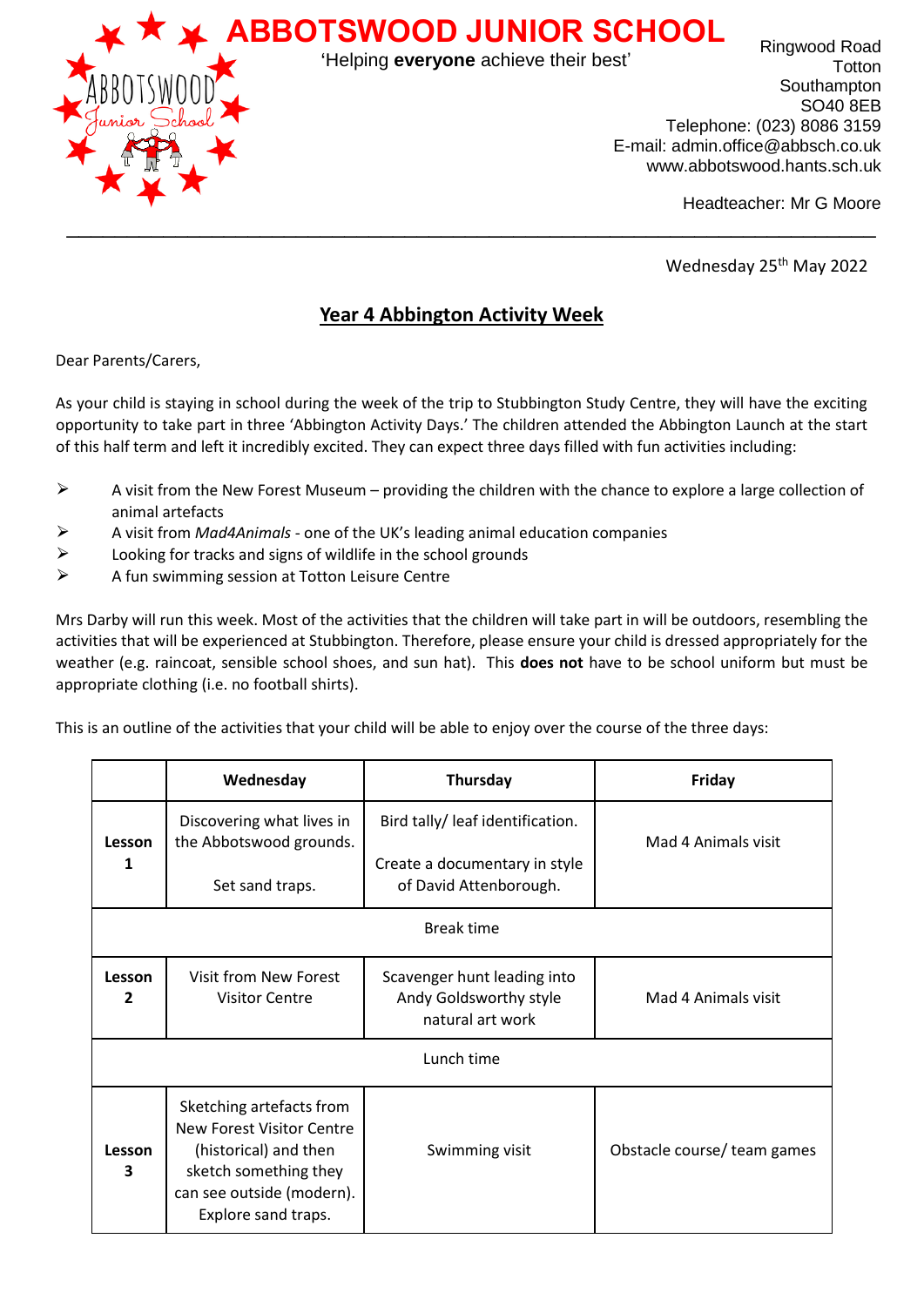# ABBOTSWOOD JUNIOR SCHOOL

'Helping **everyone** achieve their best'

Ringwood Road
Totton
Southampton
SO40 8EB
Telephone: (023) 8086 3159
E-mail: admin.office@abbsch.co.uk
www.abbotswood.hants.sch.uk

Headteacher: Mr G Moore

---

Wednesday 25th May 2022

## Year 4 Abbington Activity Week

Dear Parents/Carers,

As your child is staying in school during the week of the trip to Stubbington Study Centre, they will have the exciting opportunity to take part in three 'Abbington Activity Days.' The children attended the Abbington Launch at the start of this half term and left it incredibly excited. They can expect three days filled with fun activities including:

- A visit from the New Forest Museum – providing the children with the chance to explore a large collection of animal artefacts
- A visit from *Mad4Animals* - one of the UK's leading animal education companies
- Looking for tracks and signs of wildlife in the school grounds
- A fun swimming session at Totton Leisure Centre

Mrs Darby will run this week. Most of the activities that the children will take part in will be outdoors, resembling the activities that will be experienced at Stubbington. Therefore, please ensure your child is dressed appropriately for the weather (e.g. raincoat, sensible school shoes, and sun hat). This **does not** have to be school uniform but must be appropriate clothing (i.e. no football shirts).

This is an outline of the activities that your child will be able to enjoy over the course of the three days:

| | Wednesday | Thursday | Friday |
|---|---|---|---|
| **Lesson 1** | Discovering what lives in the Abbotswood grounds. Set sand traps. | Bird tally/ leaf identification. Create a documentary in style of David Attenborough. | Mad 4 Animals visit |
| Break time | | | |
| **Lesson 2** | Visit from New Forest Visitor Centre | Scavenger hunt leading into Andy Goldsworthy style natural art work | Mad 4 Animals visit |
| Lunch time | | | |
| **Lesson 3** | Sketching artefacts from New Forest Visitor Centre (historical) and then sketch something they can see outside (modern). Explore sand traps. | Swimming visit | Obstacle course/ team games |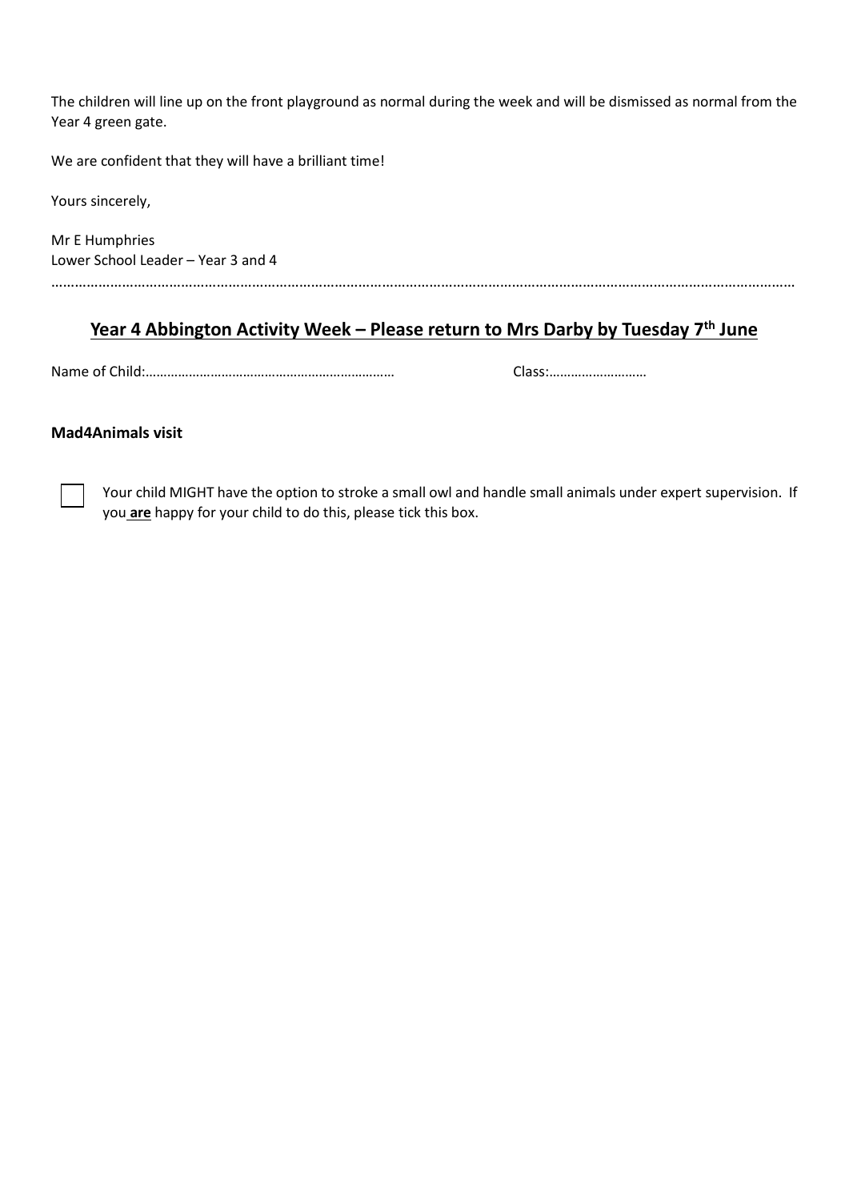The children will line up on the front playground as normal during the week and will be dismissed as normal from the Year 4 green gate.

We are confident that they will have a brilliant time!

Yours sincerely,

Mr E Humphries
Lower School Leader – Year 3 and 4

……………………………………………………………………………………………………………………………………………………………………

## Year 4 Abbington Activity Week – Please return to Mrs Darby by Tuesday 7th June

Name of Child:…………………………………………………………… Class:………………………

**Mad4Animals visit**

☐ Your child MIGHT have the option to stroke a small owl and handle small animals under expert supervision. If you **are** happy for your child to do this, please tick this box.